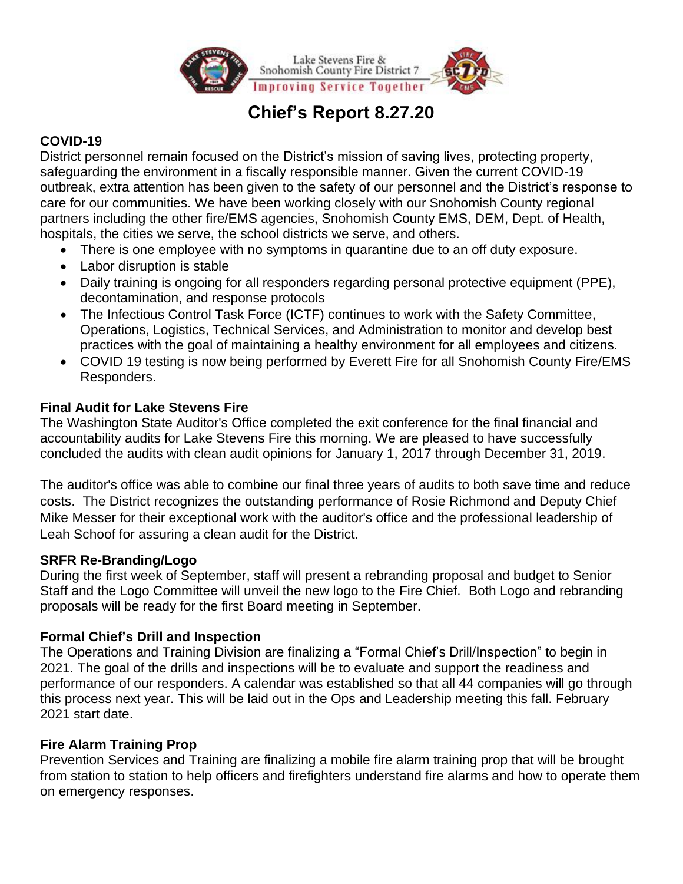Lake Stevens Fire & Snohomish County Fire District 7

Improving Service Together

# Chief's Report 8.27.20

## COVID-19

District personnel remain focused on the District's mission of saving lives, protecting property, safeguarding the environment in a fiscally responsible manner. Given the current COVID-19 outbreak, extra attention has been given to the safety of our personnel and the District's response to care for our communities. We have been working closely with our Snohomish County regional partners including the other fire/EMS agencies, Snohomish County EMS, DEM, Dept. of Health, hospitals, the cities we serve, the school districts we serve, and others.

- There is one employee with no symptoms in quarantine due to an off duty exposure.
- Labor disruption is stable
- Daily training is ongoing for all responders regarding personal protective equipment (PPE), decontamination, and response protocols
- The Infectious Control Task Force (ICTF) continues to work with the Safety Committee, Operations, Logistics, Technical Services, and Administration to monitor and develop best practices with the goal of maintaining a healthy environment for all employees and citizens.
- COVID 19 testing is now being performed by Everett Fire for all Snohomish County Fire/EMS Responders.

## Final Audit for Lake Stevens Fire

The Washington State Auditor's Office completed the exit conference for the final financial and accountability audits for Lake Stevens Fire this morning. We are pleased to have successfully concluded the audits with clean audit opinions for January 1, 2017 through December 31, 2019.

The auditor's office was able to combine our final three years of audits to both save time and reduce costs. The District recognizes the outstanding performance of Rosie Richmond and Deputy Chief Mike Messer for their exceptional work with the auditor's office and the professional leadership of Leah Schoof for assuring a clean audit for the District.

## SRFR Re-Branding/Logo

During the first week of September, staff will present a rebranding proposal and budget to Senior Staff and the Logo Committee will unveil the new logo to the Fire Chief. Both Logo and rebranding proposals will be ready for the first Board meeting in September.

## Formal Chief's Drill and Inspection

The Operations and Training Division are finalizing a "Formal Chief's Drill/Inspection" to begin in 2021. The goal of the drills and inspections will be to evaluate and support the readiness and performance of our responders. A calendar was established so that all 44 companies will go through this process next year. This will be laid out in the Ops and Leadership meeting this fall. February 2021 start date.

## Fire Alarm Training Prop

Prevention Services and Training are finalizing a mobile fire alarm training prop that will be brought from station to station to help officers and firefighters understand fire alarms and how to operate them on emergency responses.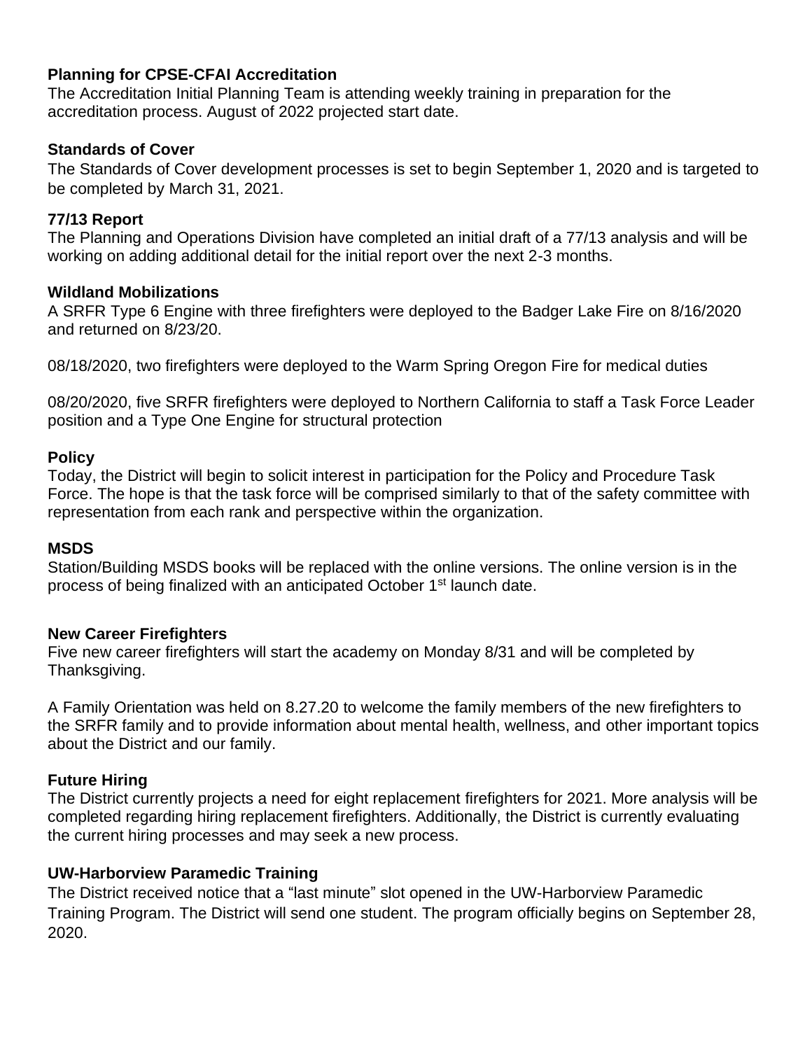**Planning for CPSE-CFAI Accreditation**

The Accreditation Initial Planning Team is attending weekly training in preparation for the accreditation process. August of 2022 projected start date.

**Standards of Cover**

The Standards of Cover development processes is set to begin September 1, 2020 and is targeted to be completed by March 31, 2021.

**77/13 Report**

The Planning and Operations Division have completed an initial draft of a 77/13 analysis and will be working on adding additional detail for the initial report over the next 2-3 months.

**Wildland Mobilizations**

A SRFR Type 6 Engine with three firefighters were deployed to the Badger Lake Fire on 8/16/2020 and returned on 8/23/20.

08/18/2020, two firefighters were deployed to the Warm Spring Oregon Fire for medical duties

08/20/2020, five SRFR firefighters were deployed to Northern California to staff a Task Force Leader position and a Type One Engine for structural protection

**Policy**

Today, the District will begin to solicit interest in participation for the Policy and Procedure Task Force. The hope is that the task force will be comprised similarly to that of the safety committee with representation from each rank and perspective within the organization.

**MSDS**

Station/Building MSDS books will be replaced with the online versions. The online version is in the process of being finalized with an anticipated October 1st launch date.

**New Career Firefighters**

Five new career firefighters will start the academy on Monday 8/31 and will be completed by Thanksgiving.

A Family Orientation was held on 8.27.20 to welcome the family members of the new firefighters to the SRFR family and to provide information about mental health, wellness, and other important topics about the District and our family.

**Future Hiring**

The District currently projects a need for eight replacement firefighters for 2021. More analysis will be completed regarding hiring replacement firefighters. Additionally, the District is currently evaluating the current hiring processes and may seek a new process.

**UW-Harborview Paramedic Training**

The District received notice that a "last minute" slot opened in the UW-Harborview Paramedic Training Program. The District will send one student. The program officially begins on September 28, 2020.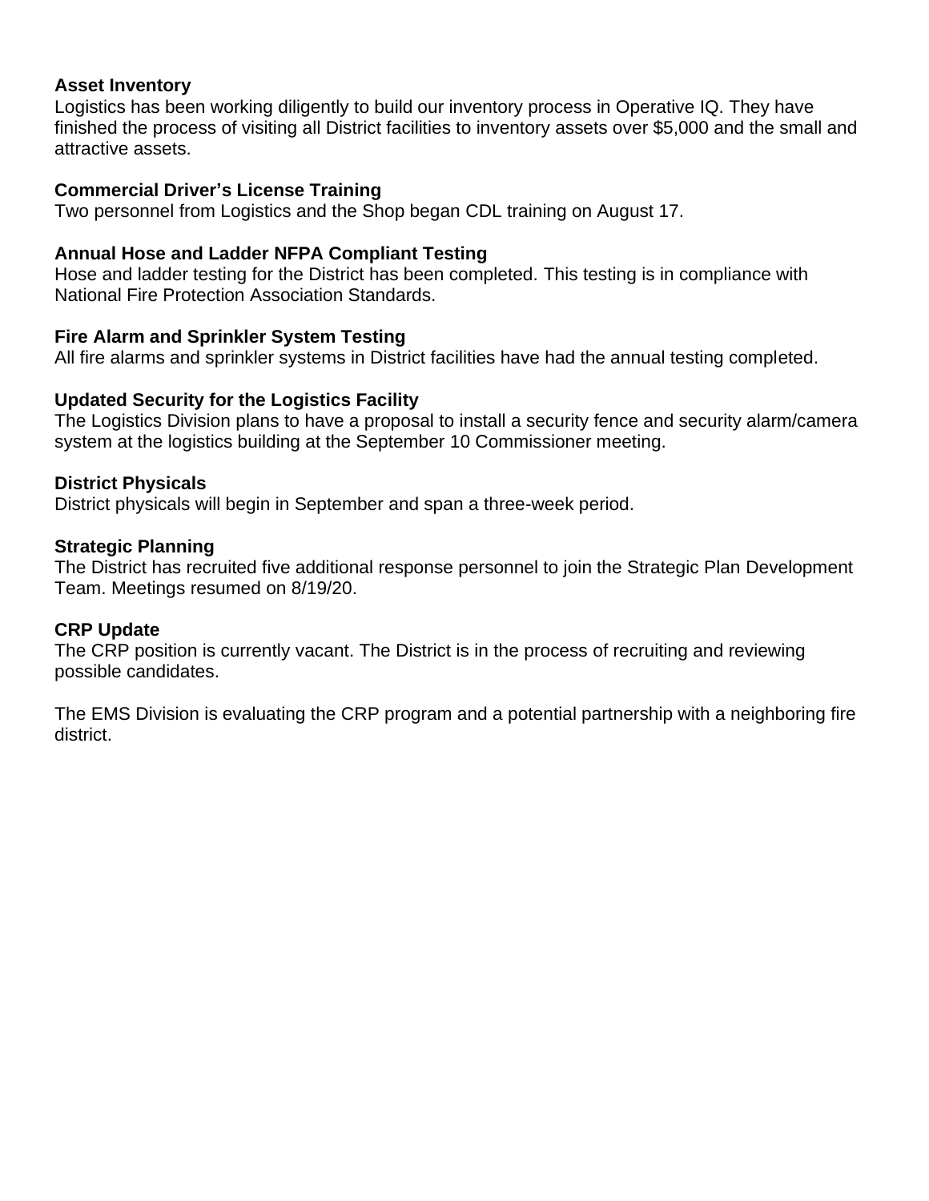**Asset Inventory**
Logistics has been working diligently to build our inventory process in Operative IQ. They have finished the process of visiting all District facilities to inventory assets over $5,000 and the small and attractive assets.

**Commercial Driver's License Training**
Two personnel from Logistics and the Shop began CDL training on August 17.

**Annual Hose and Ladder NFPA Compliant Testing**
Hose and ladder testing for the District has been completed. This testing is in compliance with National Fire Protection Association Standards.

**Fire Alarm and Sprinkler System Testing**
All fire alarms and sprinkler systems in District facilities have had the annual testing completed.

**Updated Security for the Logistics Facility**
The Logistics Division plans to have a proposal to install a security fence and security alarm/camera system at the logistics building at the September 10 Commissioner meeting.

**District Physicals**
District physicals will begin in September and span a three-week period.

**Strategic Planning**
The District has recruited five additional response personnel to join the Strategic Plan Development Team. Meetings resumed on 8/19/20.

**CRP Update**
The CRP position is currently vacant. The District is in the process of recruiting and reviewing possible candidates.

The EMS Division is evaluating the CRP program and a potential partnership with a neighboring fire district.